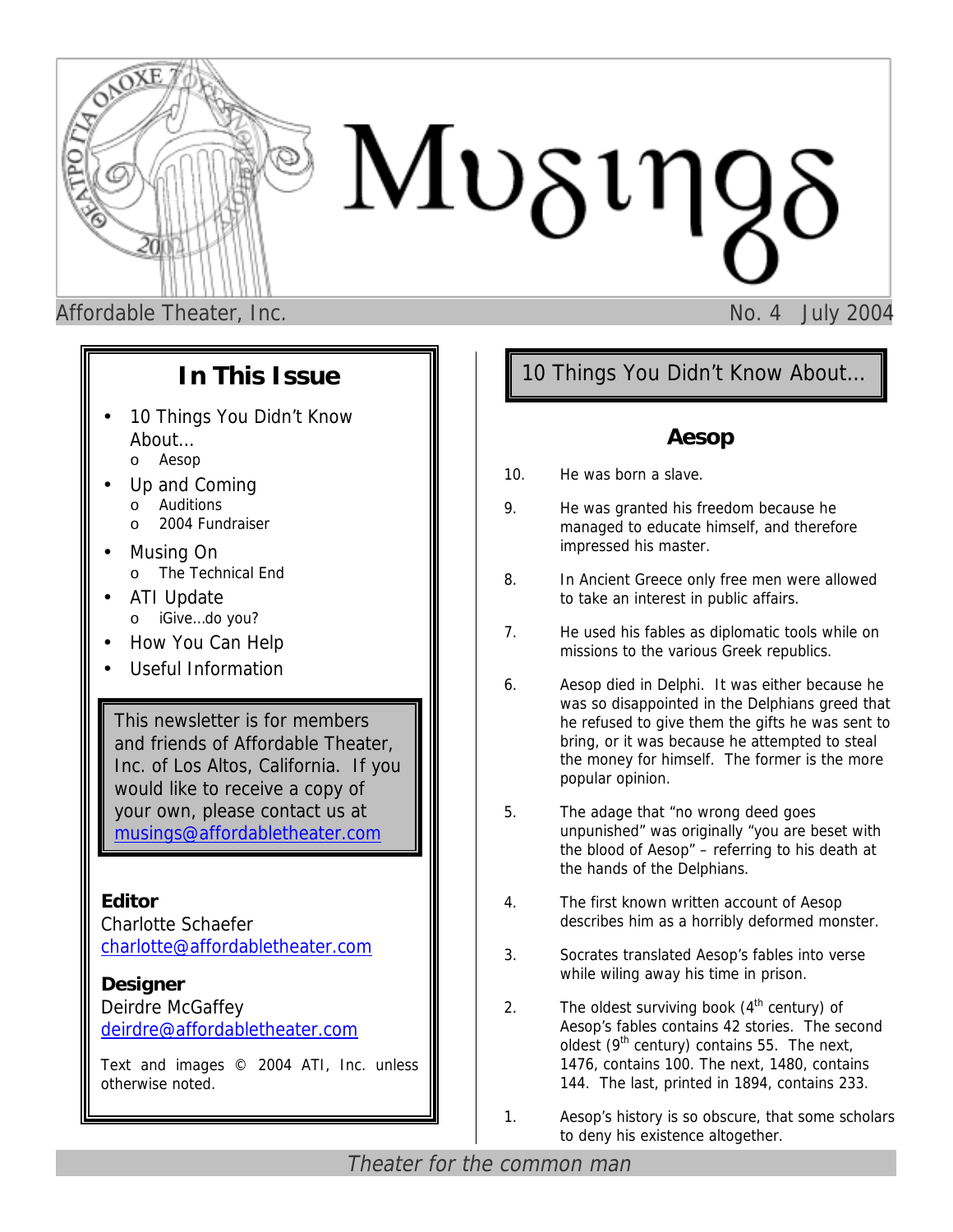# Musings

Affordable Theater, Inc. — No. 4 July 2004

## In This Issue

- 10 Things You Didn't Know About…
  - Aesop
- Up and Coming
  - Auditions
  - 2004 Fundraiser
- Musing On
  - The Technical End
- ATI Update
  - iGive…do you?
- How You Can Help
- Useful Information

This newsletter is for members and friends of Affordable Theater, Inc. of Los Altos, California. If you would like to receive a copy of your own, please contact us at musings@affordabletheater.com

**Editor**
Charlotte Schaefer
charlotte@affordabletheater.com

**Designer**
Deirdre McGaffey
deirdre@affordabletheater.com

Text and images © 2004 ATI, Inc. unless otherwise noted.

## 10 Things You Didn't Know About…

### Aesop

10. He was born a slave.

9. He was granted his freedom because he managed to educate himself, and therefore impressed his master.

8. In Ancient Greece only free men were allowed to take an interest in public affairs.

7. He used his fables as diplomatic tools while on missions to the various Greek republics.

6. Aesop died in Delphi. It was either because he was so disappointed in the Delphians greed that he refused to give them the gifts he was sent to bring, or it was because he attempted to steal the money for himself. The former is the more popular opinion.

5. The adage that "no wrong deed goes unpunished" was originally "you are beset with the blood of Aesop" – referring to his death at the hands of the Delphians.

4. The first known written account of Aesop describes him as a horribly deformed monster.

3. Socrates translated Aesop's fables into verse while wiling away his time in prison.

2. The oldest surviving book (4th century) of Aesop's fables contains 42 stories. The second oldest (9th century) contains 55. The next, 1476, contains 100. The next, 1480, contains 144. The last, printed in 1894, contains 233.

1. Aesop's history is so obscure, that some scholars to deny his existence altogether.

*Theater for the common man*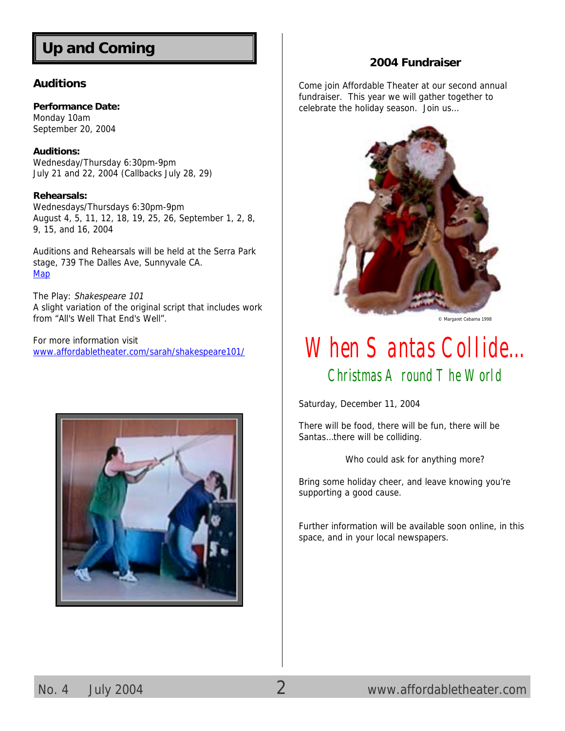## Up and Coming

### Auditions

**Performance Date:**
Monday 10am
September 20, 2004

**Auditions:**
Wednesday/Thursday 6:30pm-9pm
July 21 and 22, 2004 (Callbacks July 28, 29)

**Rehearsals:**
Wednesdays/Thursdays 6:30pm-9pm
August 4, 5, 11, 12, 18, 19, 25, 26, September 1, 2, 8, 9, 15, and 16, 2004

Auditions and Rehearsals will be held at the Serra Park stage, 739 The Dalles Ave, Sunnyvale CA.
Map

The Play: *Shakespeare 101*
A slight variation of the original script that includes work from "All's Well That End's Well".

For more information visit
www.affordabletheater.com/sarah/shakespeare101/

### 2004 Fundraiser

Come join Affordable Theater at our second annual fundraiser. This year we will gather together to celebrate the holiday season. Join us…

© Margaret Cebama 1998

# When Santas Collide…

## Christmas Around The World

Saturday, December 11, 2004

There will be food, there will be fun, there will be Santas…there will be colliding.

Who could ask for anything more?

Bring some holiday cheer, and leave knowing you're supporting a good cause.

Further information will be available soon online, in this space, and in your local newspapers.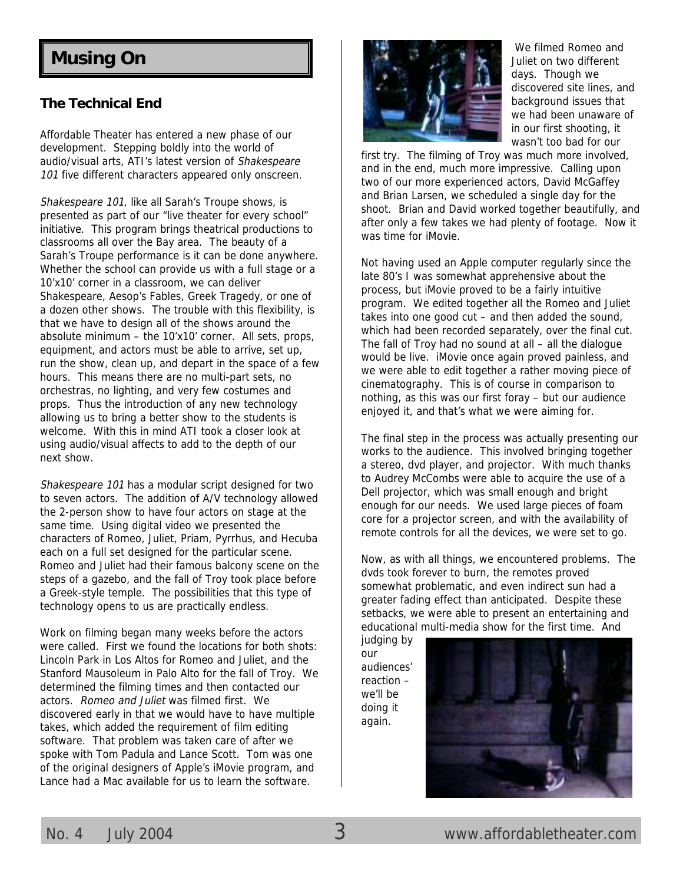# Musing On

## The Technical End

Affordable Theater has entered a new phase of our development. Stepping boldly into the world of audio/visual arts, ATI's latest version of *Shakespeare 101* five different characters appeared only onscreen.

*Shakespeare 101*, like all Sarah's Troupe shows, is presented as part of our "live theater for every school" initiative. This program brings theatrical productions to classrooms all over the Bay area. The beauty of a Sarah's Troupe performance is it can be done anywhere. Whether the school can provide us with a full stage or a 10'x10' corner in a classroom, we can deliver Shakespeare, Aesop's Fables, Greek Tragedy, or one of a dozen other shows. The trouble with this flexibility, is that we have to design all of the shows around the absolute minimum – the 10'x10' corner. All sets, props, equipment, and actors must be able to arrive, set up, run the show, clean up, and depart in the space of a few hours. This means there are no multi-part sets, no orchestras, no lighting, and very few costumes and props. Thus the introduction of any new technology allowing us to bring a better show to the students is welcome. With this in mind ATI took a closer look at using audio/visual affects to add to the depth of our next show.

*Shakespeare 101* has a modular script designed for two to seven actors. The addition of A/V technology allowed the 2-person show to have four actors on stage at the same time. Using digital video we presented the characters of Romeo, Juliet, Priam, Pyrrhus, and Hecuba each on a full set designed for the particular scene. Romeo and Juliet had their famous balcony scene on the steps of a gazebo, and the fall of Troy took place before a Greek-style temple. The possibilities that this type of technology opens to us are practically endless.

Work on filming began many weeks before the actors were called. First we found the locations for both shots: Lincoln Park in Los Altos for Romeo and Juliet, and the Stanford Mausoleum in Palo Alto for the fall of Troy. We determined the filming times and then contacted our actors. *Romeo and Juliet* was filmed first. We discovered early in that we would have to have multiple takes, which added the requirement of film editing software. That problem was taken care of after we spoke with Tom Padula and Lance Scott. Tom was one of the original designers of Apple's iMovie program, and Lance had a Mac available for us to learn the software.

We filmed Romeo and Juliet on two different days. Though we discovered site lines, and background issues that we had been unaware of in our first shooting, it wasn't too bad for our first try. The filming of Troy was much more involved, and in the end, much more impressive. Calling upon two of our more experienced actors, David McGaffey and Brian Larsen, we scheduled a single day for the shoot. Brian and David worked together beautifully, and after only a few takes we had plenty of footage. Now it was time for iMovie.

Not having used an Apple computer regularly since the late 80's I was somewhat apprehensive about the process, but iMovie proved to be a fairly intuitive program. We edited together all the Romeo and Juliet takes into one good cut – and then added the sound, which had been recorded separately, over the final cut. The fall of Troy had no sound at all – all the dialogue would be live. iMovie once again proved painless, and we were able to edit together a rather moving piece of cinematography. This is of course in comparison to nothing, as this was our first foray – but our audience enjoyed it, and that's what we were aiming for.

The final step in the process was actually presenting our works to the audience. This involved bringing together a stereo, dvd player, and projector. With much thanks to Audrey McCombs were able to acquire the use of a Dell projector, which was small enough and bright enough for our needs. We used large pieces of foam core for a projector screen, and with the availability of remote controls for all the devices, we were set to go.

Now, as with all things, we encountered problems. The dvds took forever to burn, the remotes proved somewhat problematic, and even indirect sun had a greater fading effect than anticipated. Despite these setbacks, we were able to present an entertaining and educational multi-media show for the first time. And judging by our audiences' reaction – we'll be doing it again.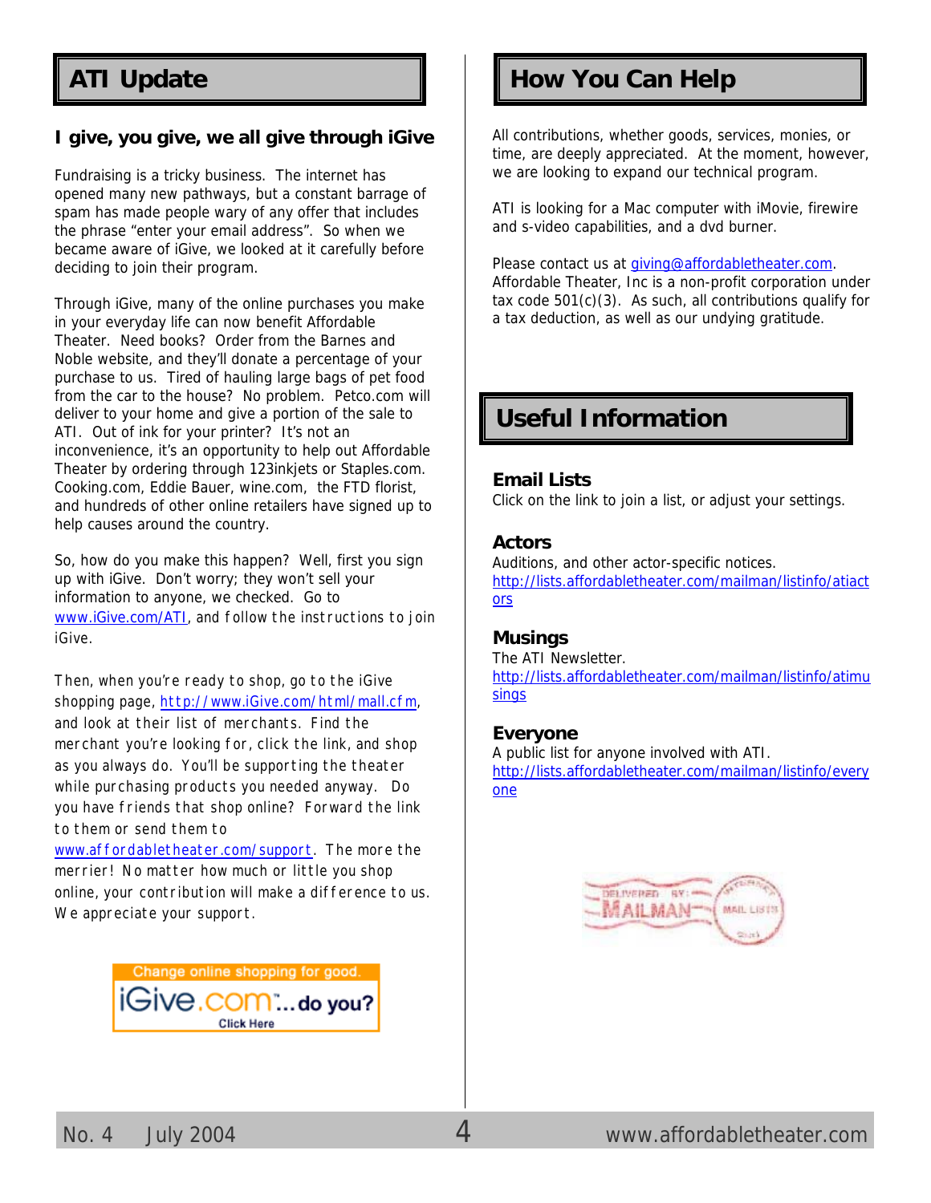## ATI Update

### I give, you give, we all give through iGive

Fundraising is a tricky business. The internet has opened many new pathways, but a constant barrage of spam has made people wary of any offer that includes the phrase "enter your email address". So when we became aware of iGive, we looked at it carefully before deciding to join their program.

Through iGive, many of the online purchases you make in your everyday life can now benefit Affordable Theater. Need books? Order from the Barnes and Noble website, and they'll donate a percentage of your purchase to us. Tired of hauling large bags of pet food from the car to the house? No problem. Petco.com will deliver to your home and give a portion of the sale to ATI. Out of ink for your printer? It's not an inconvenience, it's an opportunity to help out Affordable Theater by ordering through 123inkjets or Staples.com. Cooking.com, Eddie Bauer, wine.com, the FTD florist, and hundreds of other online retailers have signed up to help causes around the country.

So, how do you make this happen? Well, first you sign up with iGive. Don't worry; they won't sell your information to anyone, we checked. Go to www.iGive.com/ATI, and follow the instructions to join iGive.

Then, when you're ready to shop, go to the iGive shopping page, http://www.iGive.com/html/mall.cfm, and look at their list of merchants. Find the merchant you're looking for, click the link, and shop as you always do. You'll be supporting the theater while purchasing products you needed anyway. Do you have friends that shop online? Forward the link to them or send them to www.affordabletheater.com/support. The more the merrier! No matter how much or little you shop online, your contribution will make a difference to us. We appreciate your support.

Change online shopping for good.
iGive.com...do you?
Click Here

## How You Can Help

All contributions, whether goods, services, monies, or time, are deeply appreciated. At the moment, however, we are looking to expand our technical program.

ATI is looking for a Mac computer with iMovie, firewire and s-video capabilities, and a dvd burner.

Please contact us at giving@affordabletheater.com. Affordable Theater, Inc is a non-profit corporation under tax code 501(c)(3). As such, all contributions qualify for a tax deduction, as well as our undying gratitude.

## Useful Information

### Email Lists

Click on the link to join a list, or adjust your settings.

### Actors

Auditions, and other actor-specific notices.
http://lists.affordabletheater.com/mailman/listinfo/atiactors

### Musings

The ATI Newsletter.
http://lists.affordabletheater.com/mailman/listinfo/atimusings

### Everyone

A public list for anyone involved with ATI.
http://lists.affordabletheater.com/mailman/listinfo/everyone